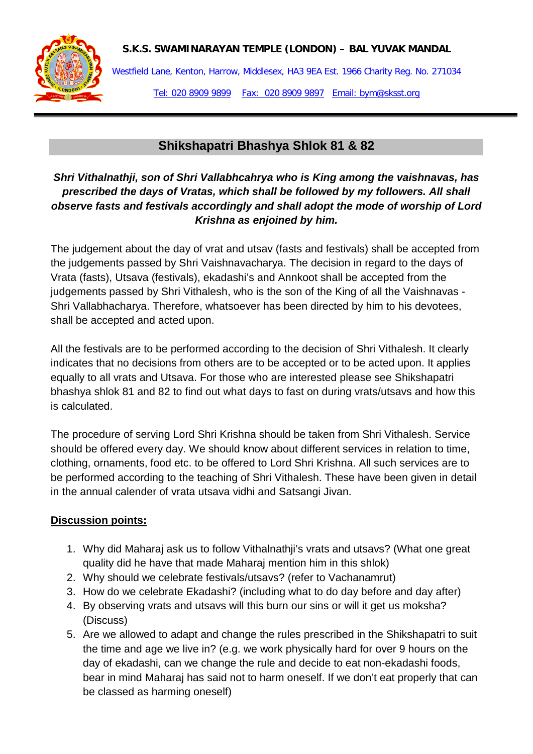**S.K.S. SWAMINARAYAN TEMPLE (LONDON) – BAL YUVAK MANDAL**

Westfield Lane, Kenton, Harrow, Middlesex, HA3 9EA Est. 1966 Charity Reg. No. 271034

Tel: 020 8909 9899 Fax: 020 8909 9897 Email: bym@sksst.org

---

## Shikshapatri Bhashya Shlok 81 & 82

***Shri Vithalnathji, son of Shri Vallabhcahrya who is King among the vaishnavas, has prescribed the days of Vratas, which shall be followed by my followers. All shall observe fasts and festivals accordingly and shall adopt the mode of worship of Lord Krishna as enjoined by him.***

The judgement about the day of vrat and utsav (fasts and festivals) shall be accepted from the judgements passed by Shri Vaishnavacharya. The decision in regard to the days of Vrata (fasts), Utsava (festivals), ekadashi's and Annkoot shall be accepted from the judgements passed by Shri Vithalesh, who is the son of the King of all the Vaishnavas - Shri Vallabhacharya. Therefore, whatsoever has been directed by him to his devotees, shall be accepted and acted upon.

All the festivals are to be performed according to the decision of Shri Vithalesh. It clearly indicates that no decisions from others are to be accepted or to be acted upon. It applies equally to all vrats and Utsava. For those who are interested please see Shikshapatri bhashya shlok 81 and 82 to find out what days to fast on during vrats/utsavs and how this is calculated.

The procedure of serving Lord Shri Krishna should be taken from Shri Vithalesh. Service should be offered every day. We should know about different services in relation to time, clothing, ornaments, food etc. to be offered to Lord Shri Krishna. All such services are to be performed according to the teaching of Shri Vithalesh. These have been given in detail in the annual calender of vrata utsava vidhi and Satsangi Jivan.

**Discussion points:**

1. Why did Maharaj ask us to follow Vithalnathji's vrats and utsavs? (What one great quality did he have that made Maharaj mention him in this shlok)
2. Why should we celebrate festivals/utsavs? (refer to Vachanamrut)
3. How do we celebrate Ekadashi? (including what to do day before and day after)
4. By observing vrats and utsavs will this burn our sins or will it get us moksha? (Discuss)
5. Are we allowed to adapt and change the rules prescribed in the Shikshapatri to suit the time and age we live in? (e.g. we work physically hard for over 9 hours on the day of ekadashi, can we change the rule and decide to eat non-ekadashi foods, bear in mind Maharaj has said not to harm oneself. If we don't eat properly that can be classed as harming oneself)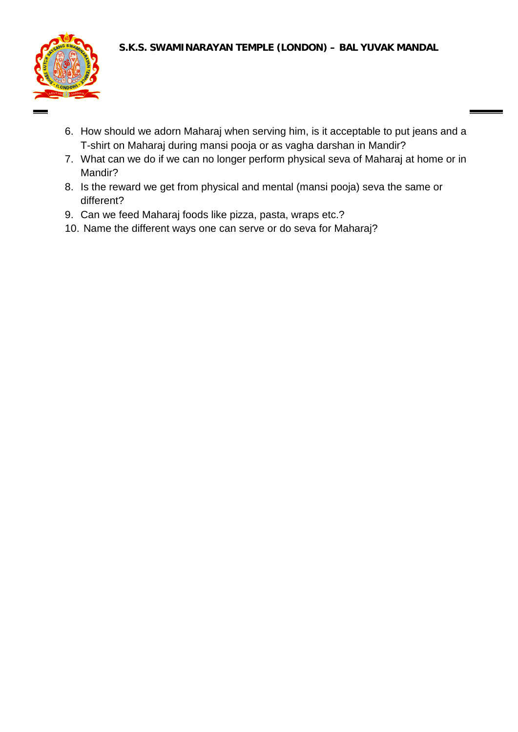6. How should we adorn Maharaj when serving him, is it acceptable to put jeans and a T-shirt on Maharaj during mansi pooja or as vagha darshan in Mandir?
7. What can we do if we can no longer perform physical seva of Maharaj at home or in Mandir?
8. Is the reward we get from physical and mental (mansi pooja) seva the same or different?
9. Can we feed Maharaj foods like pizza, pasta, wraps etc.?
10. Name the different ways one can serve or do seva for Maharaj?